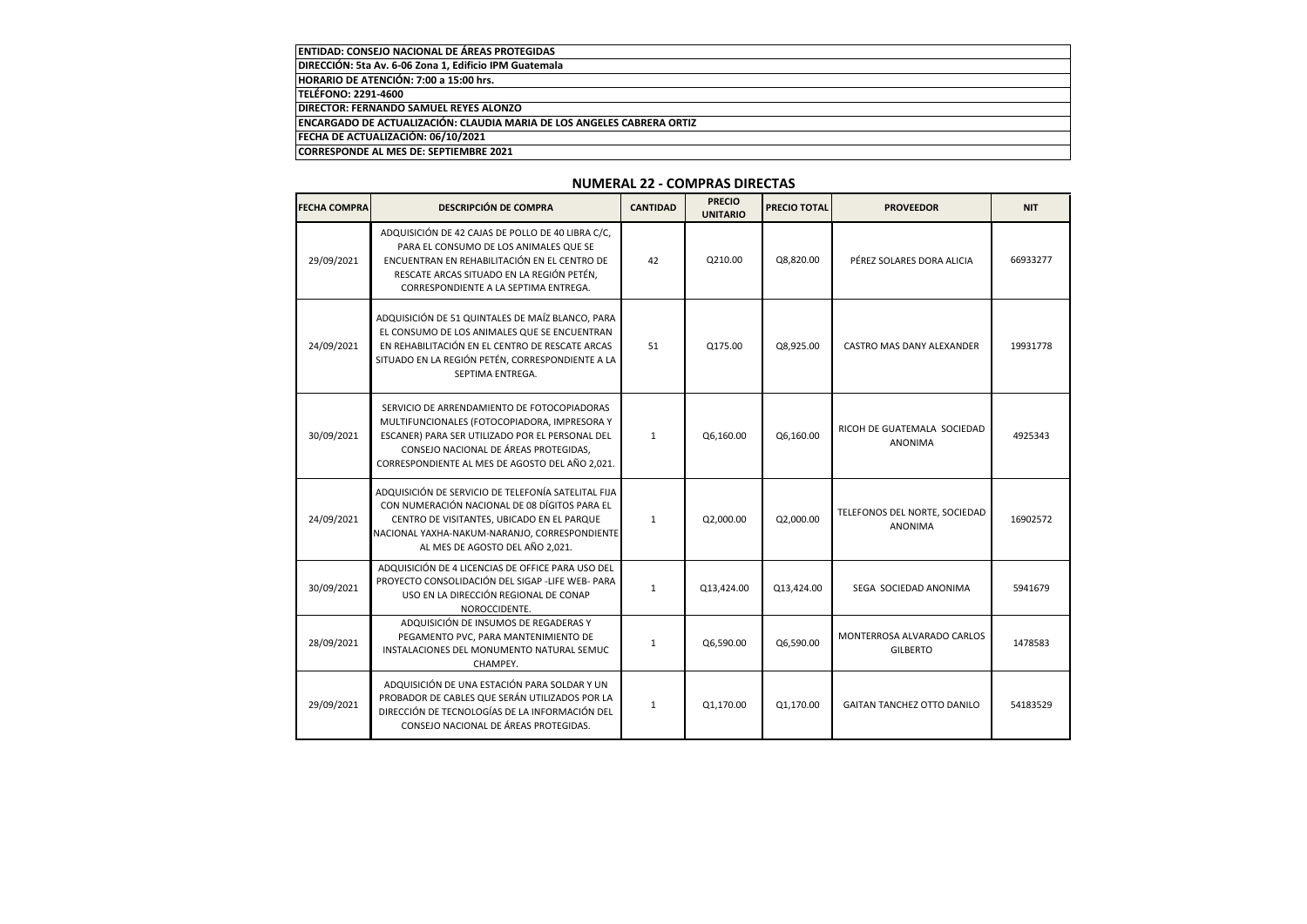**ENTIDAD: CONSEJO NACIONAL DE ÁREAS PROTEGIDAS**
**DIRECCIÓN: 5ta Av. 6-06 Zona 1, Edificio IPM Guatemala**
**HORARIO DE ATENCIÓN: 7:00 a 15:00 hrs.**
**TELÉFONO: 2291-4600**
**DIRECTOR: FERNANDO SAMUEL REYES ALONZO**
**ENCARGADO DE ACTUALIZACIÓN: CLAUDIA MARIA DE LOS ANGELES CABRERA ORTIZ**
**FECHA DE ACTUALIZACIÓN: 06/10/2021**
**CORRESPONDE AL MES DE: SEPTIEMBRE 2021**

## NUMERAL 22 - COMPRAS DIRECTAS

| FECHA COMPRA | DESCRIPCIÓN DE COMPRA | CANTIDAD | PRECIO UNITARIO | PRECIO TOTAL | PROVEEDOR | NIT |
|---|---|---|---|---|---|---|
| 29/09/2021 | ADQUISICIÓN DE 42 CAJAS DE POLLO DE 40 LIBRA C/C, PARA EL CONSUMO DE LOS ANIMALES QUE SE ENCUENTRAN EN REHABILITACIÓN EN EL CENTRO DE RESCATE ARCAS SITUADO EN LA REGIÓN PETÉN, CORRESPONDIENTE A LA SEPTIMA ENTREGA. | 42 | Q210.00 | Q8,820.00 | PÉREZ SOLARES DORA ALICIA | 66933277 |
| 24/09/2021 | ADQUISICIÓN DE 51 QUINTALES DE MAÍZ BLANCO, PARA EL CONSUMO DE LOS ANIMALES QUE SE ENCUENTRAN EN REHABILITACIÓN EN EL CENTRO DE RESCATE ARCAS SITUADO EN LA REGIÓN PETÉN, CORRESPONDIENTE A LA SEPTIMA ENTREGA. | 51 | Q175.00 | Q8,925.00 | CASTRO MAS DANY ALEXANDER | 19931778 |
| 30/09/2021 | SERVICIO DE ARRENDAMIENTO DE FOTOCOPIADORAS MULTIFUNCIONALES (FOTOCOPIADORA, IMPRESORA Y ESCANER) PARA SER UTILIZADO POR EL PERSONAL DEL CONSEJO NACIONAL DE ÁREAS PROTEGIDAS, CORRESPONDIENTE AL MES DE AGOSTO DEL AÑO 2,021. | 1 | Q6,160.00 | Q6,160.00 | RICOH DE GUATEMALA SOCIEDAD ANONIMA | 4925343 |
| 24/09/2021 | ADQUISICIÓN DE SERVICIO DE TELEFONÍA SATELITAL FIJA CON NUMERACIÓN NACIONAL DE 08 DÍGITOS PARA EL CENTRO DE VISITANTES, UBICADO EN EL PARQUE NACIONAL YAXHA-NAKUM-NARANJO, CORRESPONDIENTE AL MES DE AGOSTO DEL AÑO 2,021. | 1 | Q2,000.00 | Q2,000.00 | TELEFONOS DEL NORTE, SOCIEDAD ANONIMA | 16902572 |
| 30/09/2021 | ADQUISICIÓN DE 4 LICENCIAS DE OFFICE PARA USO DEL PROYECTO CONSOLIDACIÓN DEL SIGAP -LIFE WEB- PARA USO EN LA DIRECCIÓN REGIONAL DE CONAP NOROCCIDENTE. | 1 | Q13,424.00 | Q13,424.00 | SEGA SOCIEDAD ANONIMA | 5941679 |
| 28/09/2021 | ADQUISICIÓN DE INSUMOS DE REGADERAS Y PEGAMENTO PVC, PARA MANTENIMIENTO DE INSTALACIONES DEL MONUMENTO NATURAL SEMUC CHAMPEY. | 1 | Q6,590.00 | Q6,590.00 | MONTERROSA ALVARADO CARLOS GILBERTO | 1478583 |
| 29/09/2021 | ADQUISICIÓN DE UNA ESTACIÓN PARA SOLDAR Y UN PROBADOR DE CABLES QUE SERÁN UTILIZADOS POR LA DIRECCIÓN DE TECNOLOGÍAS DE LA INFORMACIÓN DEL CONSEJO NACIONAL DE ÁREAS PROTEGIDAS. | 1 | Q1,170.00 | Q1,170.00 | GAITAN TANCHEZ OTTO DANILO | 54183529 |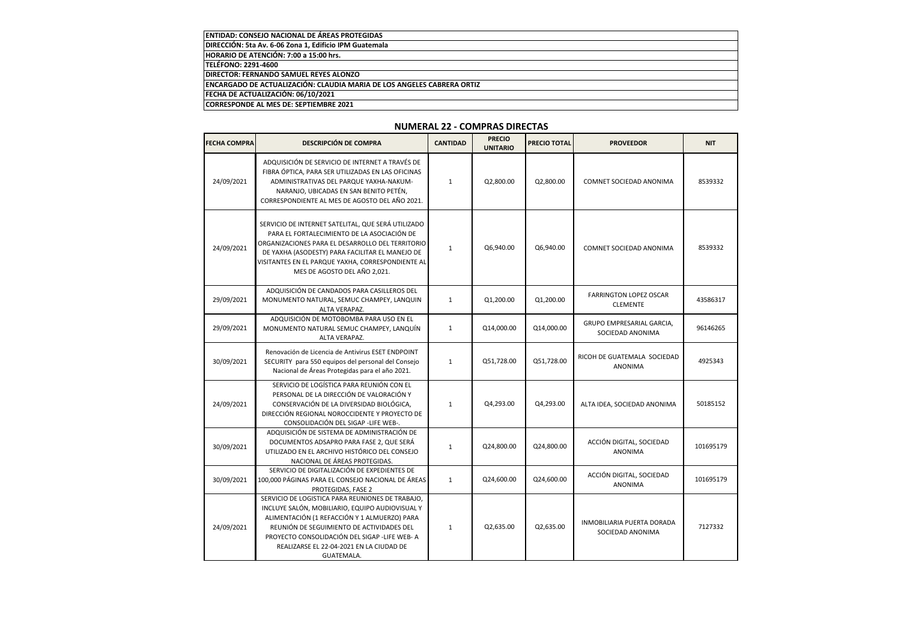**ENTIDAD: CONSEJO NACIONAL DE ÁREAS PROTEGIDAS**
**DIRECCIÓN: 5ta Av. 6-06 Zona 1, Edificio IPM Guatemala**
**HORARIO DE ATENCIÓN: 7:00 a 15:00 hrs.**
**TELÉFONO: 2291-4600**
**DIRECTOR: FERNANDO SAMUEL REYES ALONZO**
**ENCARGADO DE ACTUALIZACIÓN: CLAUDIA MARIA DE LOS ANGELES CABRERA ORTIZ**
**FECHA DE ACTUALIZACIÓN: 06/10/2021**
**CORRESPONDE AL MES DE: SEPTIEMBRE 2021**

## NUMERAL 22 - COMPRAS DIRECTAS

| FECHA COMPRA | DESCRIPCIÓN DE COMPRA | CANTIDAD | PRECIO UNITARIO | PRECIO TOTAL | PROVEEDOR | NIT |
|---|---|---|---|---|---|---|
| 24/09/2021 | ADQUISICIÓN DE SERVICIO DE INTERNET A TRAVÉS DE FIBRA ÓPTICA, PARA SER UTILIZADAS EN LAS OFICINAS ADMINISTRATIVAS DEL PARQUE YAXHA-NAKUM-NARANJO, UBICADAS EN SAN BENITO PETÉN, CORRESPONDIENTE AL MES DE AGOSTO DEL AÑO 2021. | 1 | Q2,800.00 | Q2,800.00 | COMNET SOCIEDAD ANONIMA | 8539332 |
| 24/09/2021 | SERVICIO DE INTERNET SATELITAL, QUE SERÁ UTILIZADO PARA EL FORTALECIMIENTO DE LA ASOCIACIÓN DE ORGANIZACIONES PARA EL DESARROLLO DEL TERRITORIO DE YAXHA (ASODESTY) PARA FACILITAR EL MANEJO DE VISITANTES EN EL PARQUE YAXHA, CORRESPONDIENTE AL MES DE AGOSTO DEL AÑO 2,021. | 1 | Q6,940.00 | Q6,940.00 | COMNET SOCIEDAD ANONIMA | 8539332 |
| 29/09/2021 | ADQUISICIÓN DE CANDADOS PARA CASILLEROS DEL MONUMENTO NATURAL, SEMUC CHAMPEY, LANQUIN ALTA VERAPAZ. | 1 | Q1,200.00 | Q1,200.00 | FARRINGTON LOPEZ OSCAR CLEMENTE | 43586317 |
| 29/09/2021 | ADQUISICIÓN DE MOTOBOMBA PARA USO EN EL MONUMENTO NATURAL SEMUC CHAMPEY, LANQUÍN ALTA VERAPAZ. | 1 | Q14,000.00 | Q14,000.00 | GRUPO EMPRESARIAL GARCIA, SOCIEDAD ANONIMA | 96146265 |
| 30/09/2021 | Renovación de Licencia de Antivirus ESET ENDPOINT SECURITY para 550 equipos del personal del Consejo Nacional de Áreas Protegidas para el año 2021. | 1 | Q51,728.00 | Q51,728.00 | RICOH DE GUATEMALA SOCIEDAD ANONIMA | 4925343 |
| 24/09/2021 | SERVICIO DE LOGÍSTICA PARA REUNIÓN CON EL PERSONAL DE LA DIRECCIÓN DE VALORACIÓN Y CONSERVACIÓN DE LA DIVERSIDAD BIOLÓGICA, DIRECCIÓN REGIONAL NOROCCIDENTE Y PROYECTO DE CONSOLIDACIÓN DEL SIGAP -LIFE WEB-. | 1 | Q4,293.00 | Q4,293.00 | ALTA IDEA, SOCIEDAD ANONIMA | 50185152 |
| 30/09/2021 | ADQUISICIÓN DE SISTEMA DE ADMINISTRACIÓN DE DOCUMENTOS ADSAPRO PARA FASE 2, QUE SERÁ UTILIZADO EN EL ARCHIVO HISTÓRICO DEL CONSEJO NACIONAL DE ÁREAS PROTEGIDAS. | 1 | Q24,800.00 | Q24,800.00 | ACCIÓN DIGITAL, SOCIEDAD ANONIMA | 101695179 |
| 30/09/2021 | SERVICIO DE DIGITALIZACIÓN DE EXPEDIENTES DE 100,000 PÁGINAS PARA EL CONSEJO NACIONAL DE ÁREAS PROTEGIDAS, FASE 2 | 1 | Q24,600.00 | Q24,600.00 | ACCIÓN DIGITAL, SOCIEDAD ANONIMA | 101695179 |
| 24/09/2021 | SERVICIO DE LOGISTICA PARA REUNIONES DE TRABAJO, INCLUYE SALÓN, MOBILIARIO, EQUIPO AUDIOVISUAL Y ALIMENTACIÓN (1 REFACCIÓN Y 1 ALMUERZO) PARA REUNIÓN DE SEGUIMIENTO DE ACTIVIDADES DEL PROYECTO CONSOLIDACIÓN DEL SIGAP -LIFE WEB- A REALIZARSE EL 22-04-2021 EN LA CIUDAD DE GUATEMALA. | 1 | Q2,635.00 | Q2,635.00 | INMOBILIARIA PUERTA DORADA SOCIEDAD ANONIMA | 7127332 |